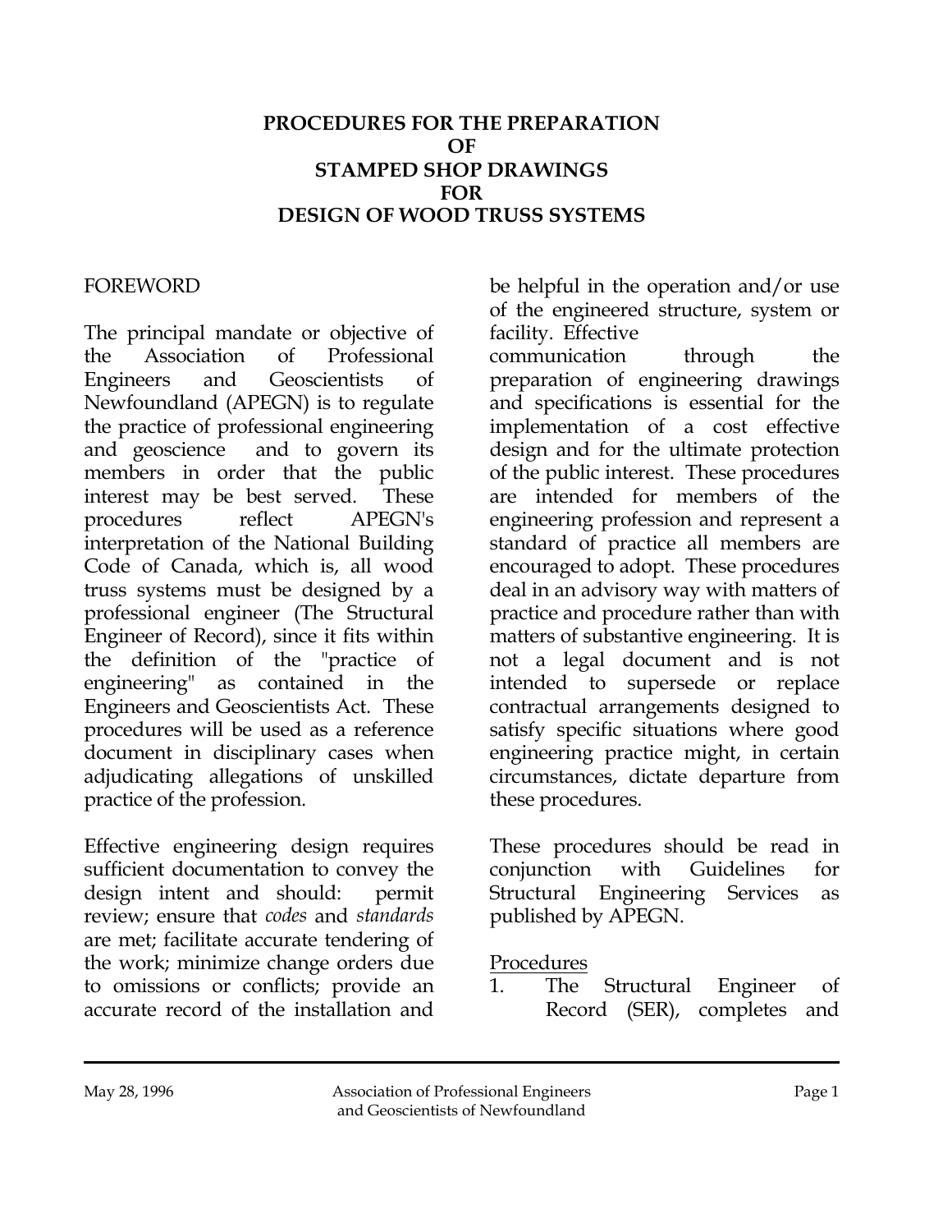# PROCEDURES FOR THE PREPARATION OF STAMPED SHOP DRAWINGS FOR DESIGN OF WOOD TRUSS SYSTEMS

## FOREWORD

The principal mandate or objective of the Association of Professional Engineers and Geoscientists of Newfoundland (APEGN) is to regulate the practice of professional engineering and geoscience and to govern its members in order that the public interest may be best served. These procedures reflect APEGN's interpretation of the National Building Code of Canada, which is, all wood truss systems must be designed by a professional engineer (The Structural Engineer of Record), since it fits within the definition of the "practice of engineering" as contained in the Engineers and Geoscientists Act. These procedures will be used as a reference document in disciplinary cases when adjudicating allegations of unskilled practice of the profession.

Effective engineering design requires sufficient documentation to convey the design intent and should: permit review; ensure that *codes* and *standards* are met; facilitate accurate tendering of the work; minimize change orders due to omissions or conflicts; provide an accurate record of the installation and be helpful in the operation and/or use of the engineered structure, system or facility. Effective communication through the preparation of engineering drawings and specifications is essential for the implementation of a cost effective design and for the ultimate protection of the public interest. These procedures are intended for members of the engineering profession and represent a standard of practice all members are encouraged to adopt. These procedures deal in an advisory way with matters of practice and procedure rather than with matters of substantive engineering. It is not a legal document and is not intended to supersede or replace contractual arrangements designed to satisfy specific situations where good engineering practice might, in certain circumstances, dictate departure from these procedures.

These procedures should be read in conjunction with Guidelines for Structural Engineering Services as published by APEGN.

<u>Procedures</u>

1. The Structural Engineer of Record (SER), completes and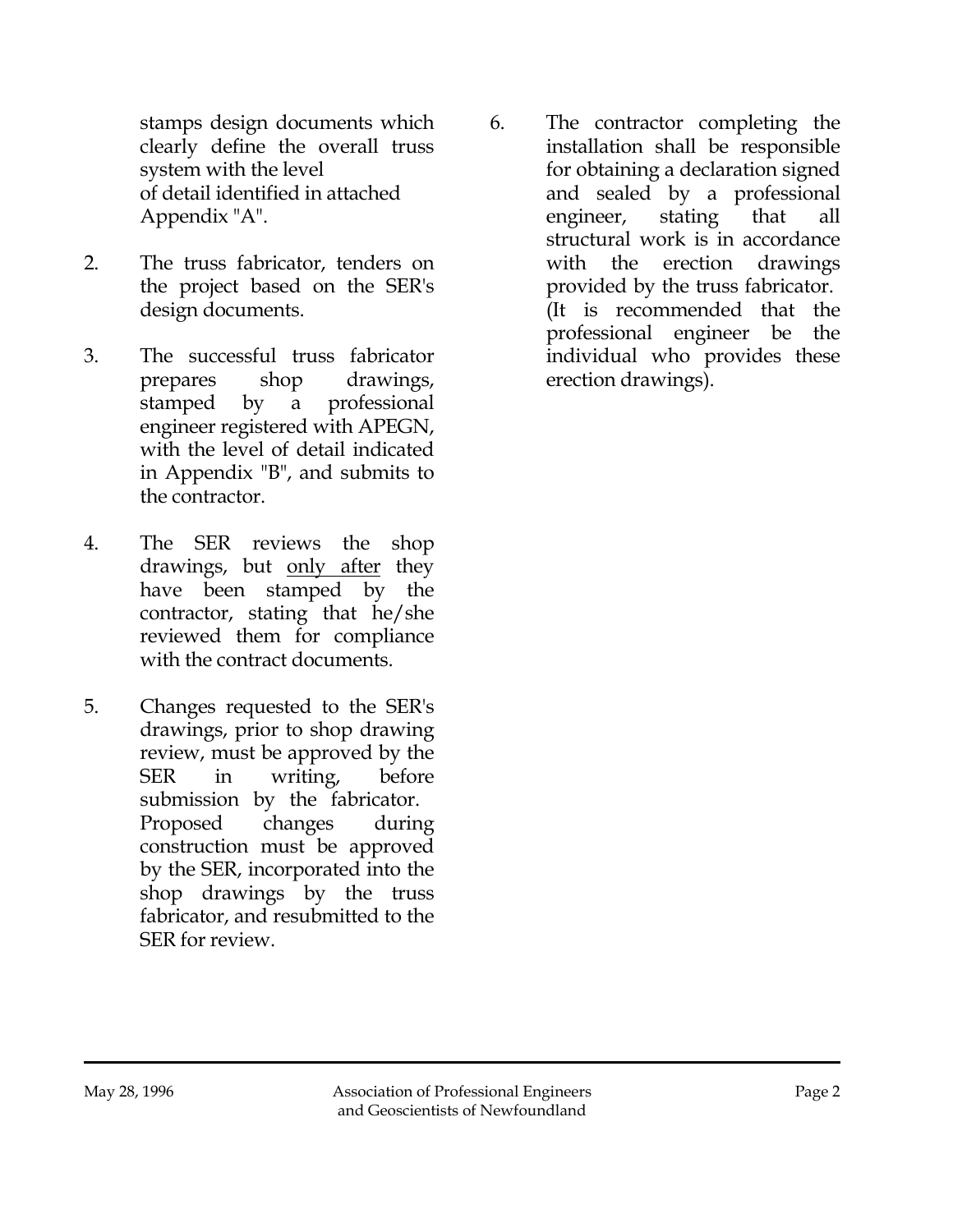stamps design documents which clearly define the overall truss system with the level of detail identified in attached Appendix "A".

2. The truss fabricator, tenders on the project based on the SER's design documents.

3. The successful truss fabricator prepares shop drawings, stamped by a professional engineer registered with APEGN, with the level of detail indicated in Appendix "B", and submits to the contractor.

4. The SER reviews the shop drawings, but <u>only after</u> they have been stamped by the contractor, stating that he/she reviewed them for compliance with the contract documents.

5. Changes requested to the SER's drawings, prior to shop drawing review, must be approved by the SER in writing, before submission by the fabricator. Proposed changes during construction must be approved by the SER, incorporated into the shop drawings by the truss fabricator, and resubmitted to the SER for review.

6. The contractor completing the installation shall be responsible for obtaining a declaration signed and sealed by a professional engineer, stating that all structural work is in accordance with the erection drawings provided by the truss fabricator. (It is recommended that the professional engineer be the individual who provides these erection drawings).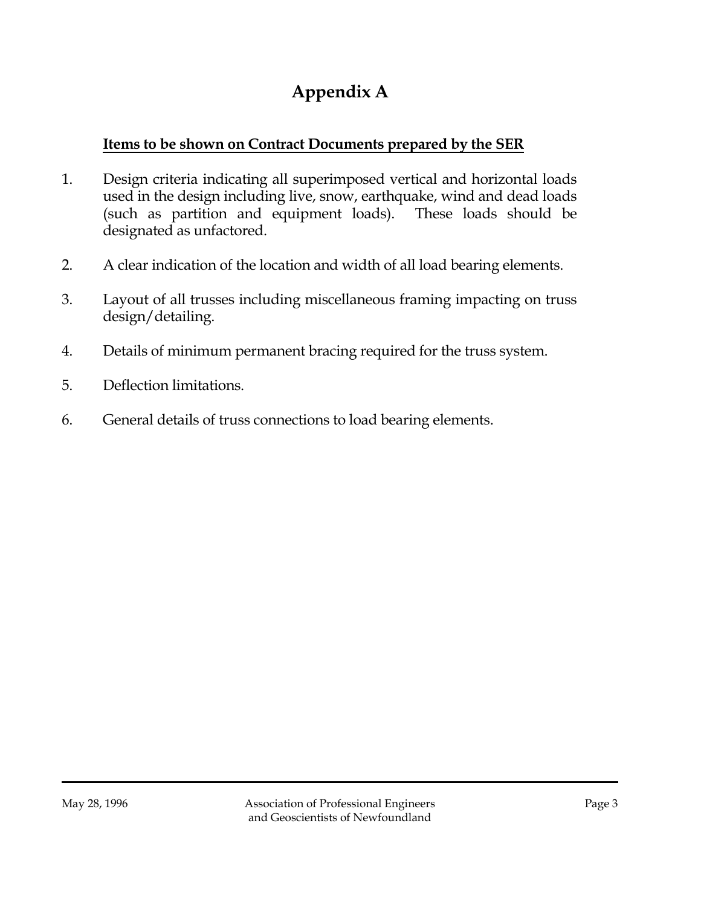# Appendix A

**Items to be shown on Contract Documents prepared by the SER**

1. Design criteria indicating all superimposed vertical and horizontal loads used in the design including live, snow, earthquake, wind and dead loads (such as partition and equipment loads). These loads should be designated as unfactored.

2. A clear indication of the location and width of all load bearing elements.

3. Layout of all trusses including miscellaneous framing impacting on truss design/detailing.

4. Details of minimum permanent bracing required for the truss system.

5. Deflection limitations.

6. General details of truss connections to load bearing elements.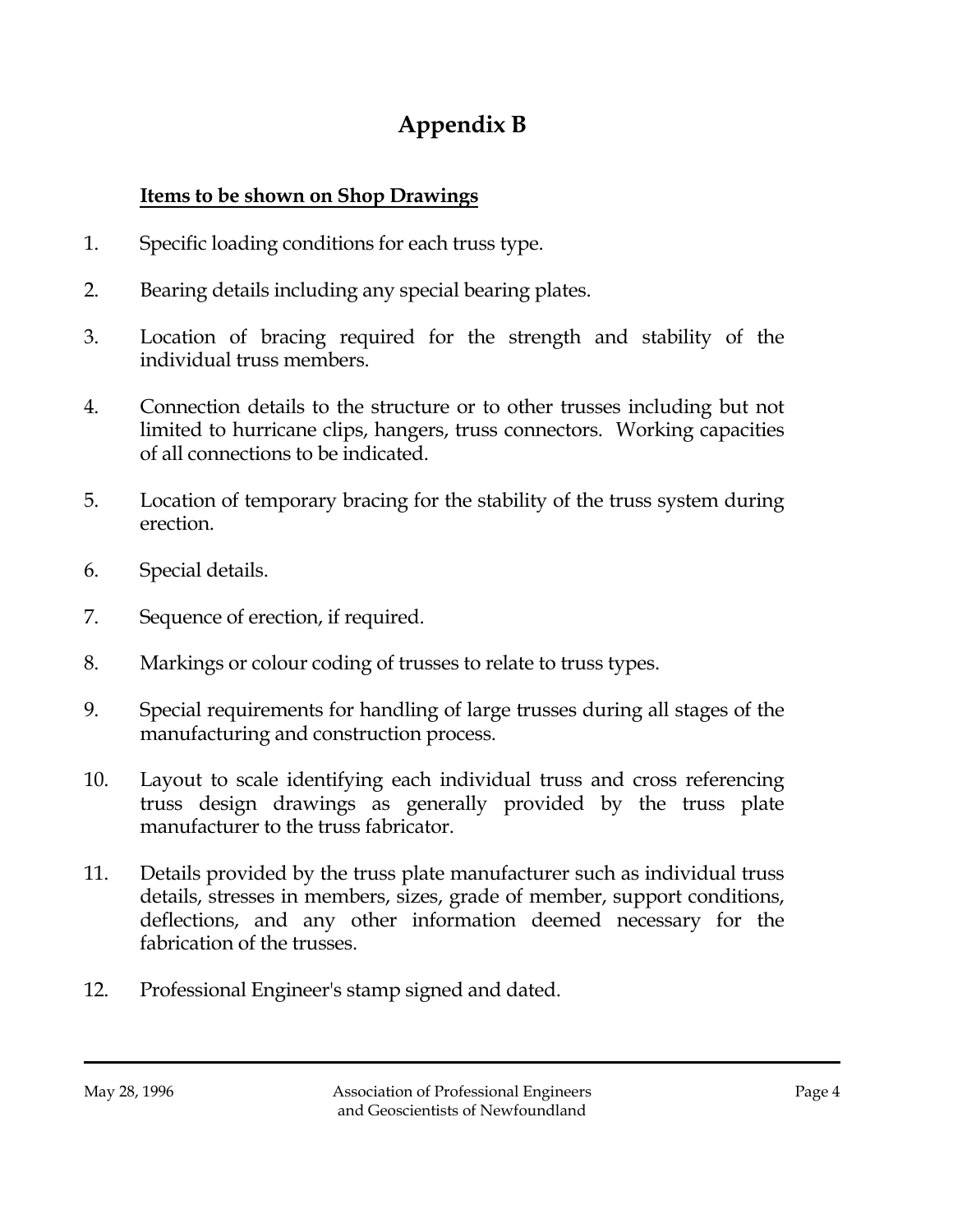# Appendix B

**Items to be shown on Shop Drawings**

1. Specific loading conditions for each truss type.

2. Bearing details including any special bearing plates.

3. Location of bracing required for the strength and stability of the individual truss members.

4. Connection details to the structure or to other trusses including but not limited to hurricane clips, hangers, truss connectors. Working capacities of all connections to be indicated.

5. Location of temporary bracing for the stability of the truss system during erection.

6. Special details.

7. Sequence of erection, if required.

8. Markings or colour coding of trusses to relate to truss types.

9. Special requirements for handling of large trusses during all stages of the manufacturing and construction process.

10. Layout to scale identifying each individual truss and cross referencing truss design drawings as generally provided by the truss plate manufacturer to the truss fabricator.

11. Details provided by the truss plate manufacturer such as individual truss details, stresses in members, sizes, grade of member, support conditions, deflections, and any other information deemed necessary for the fabrication of the trusses.

12. Professional Engineer's stamp signed and dated.